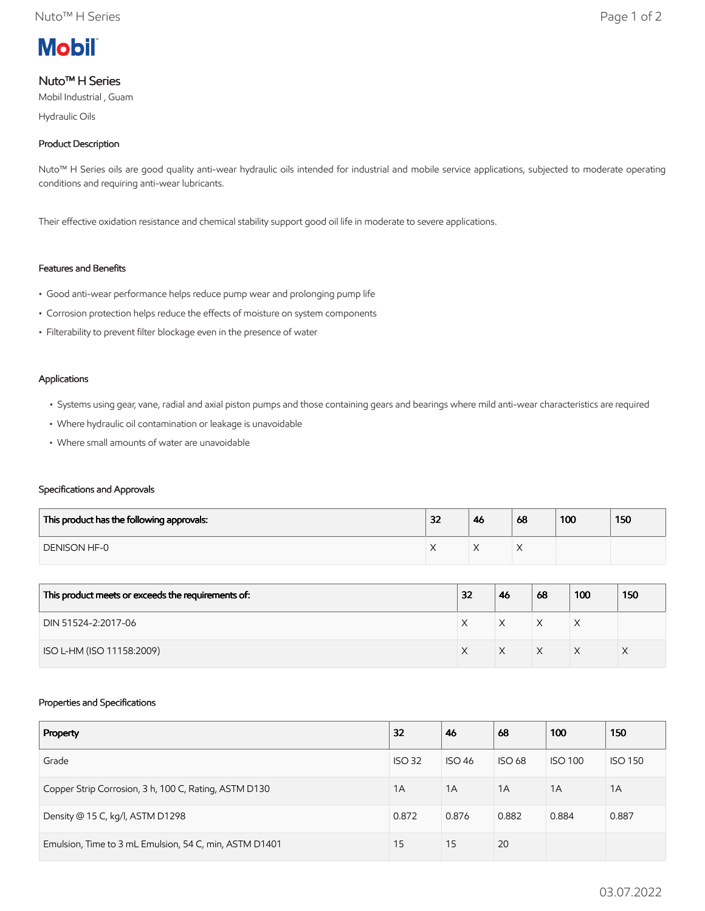# Mobil

## Nuto™ H Series

Mobil Industrial , Guam

Hydraulic Oils

### Product Description

Nuto™ H Series oils are good quality anti-wear hydraulic oils intended for industrial and mobile service applications, subjected to moderate operating conditions and requiring anti-wear lubricants.

Their effective oxidation resistance and chemical stability support good oil life in moderate to severe applications.

### Features and Benefits

- Good anti-wear performance helps reduce pump wear and prolonging pump life
- Corrosion protection helps reduce the effects of moisture on system components
- Filterability to prevent filter blockage even in the presence of water

### Applications

- Systems using gear, vane, radial and axial piston pumps and those containing gears and bearings where mild anti-wear characteristics are required
- Where hydraulic oil contamination or leakage is unavoidable
- Where small amounts of water are unavoidable

### Specifications and Approvals

| This product has the following approvals: | 32 | 46 | 68 | 100 | 150 |
|---|---|---|---|---|---|
| DENISON HF-0 | X | X | X | | |

| This product meets or exceeds the requirements of: | 32 | 46 | 68 | 100 | 150 |
|---|---|---|---|---|---|
| DIN 51524-2:2017-06 | X | X | X | X | |
| ISO L-HM (ISO 11158:2009) | X | X | X | X | X |

### Properties and Specifications

| Property | 32 | 46 | 68 | 100 | 150 |
|---|---|---|---|---|---|
| Grade | ISO 32 | ISO 46 | ISO 68 | ISO 100 | ISO 150 |
| Copper Strip Corrosion, 3 h, 100 C, Rating, ASTM D130 | 1A | 1A | 1A | 1A | 1A |
| Density @ 15 C, kg/l, ASTM D1298 | 0.872 | 0.876 | 0.882 | 0.884 | 0.887 |
| Emulsion, Time to 3 mL Emulsion, 54 C, min, ASTM D1401 | 15 | 15 | 20 | | |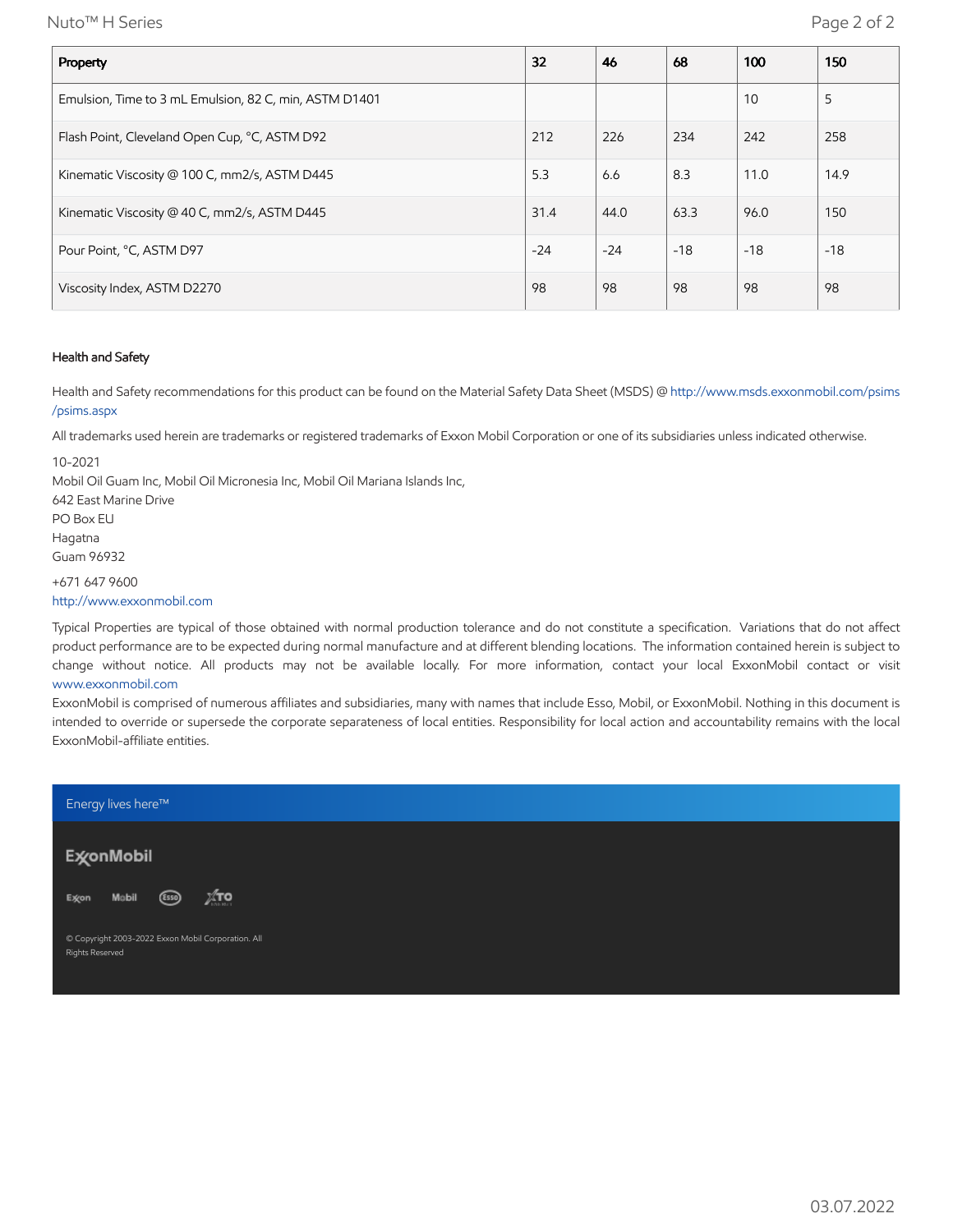| Property | 32 | 46 | 68 | 100 | 150 |
|---|---|---|---|---|---|
| Emulsion, Time to 3 mL Emulsion, 82 C, min, ASTM D1401 | | | | 10 | 5 |
| Flash Point, Cleveland Open Cup, °C, ASTM D92 | 212 | 226 | 234 | 242 | 258 |
| Kinematic Viscosity @ 100 C, mm2/s, ASTM D445 | 5.3 | 6.6 | 8.3 | 11.0 | 14.9 |
| Kinematic Viscosity @ 40 C, mm2/s, ASTM D445 | 31.4 | 44.0 | 63.3 | 96.0 | 150 |
| Pour Point, °C, ASTM D97 | -24 | -24 | -18 | -18 | -18 |
| Viscosity Index, ASTM D2270 | 98 | 98 | 98 | 98 | 98 |

### Health and Safety

Health and Safety recommendations for this product can be found on the Material Safety Data Sheet (MSDS) @ http://www.msds.exxonmobil.com/psims/psims.aspx

All trademarks used herein are trademarks or registered trademarks of Exxon Mobil Corporation or one of its subsidiaries unless indicated otherwise.

10-2021
Mobil Oil Guam Inc, Mobil Oil Micronesia Inc, Mobil Oil Mariana Islands Inc,
642 East Marine Drive
PO Box EU
Hagatna
Guam 96932

+671 647 9600
http://www.exxonmobil.com

Typical Properties are typical of those obtained with normal production tolerance and do not constitute a specification. Variations that do not affect product performance are to be expected during normal manufacture and at different blending locations. The information contained herein is subject to change without notice. All products may not be available locally. For more information, contact your local ExxonMobil contact or visit www.exxonmobil.com
ExxonMobil is comprised of numerous affiliates and subsidiaries, many with names that include Esso, Mobil, or ExxonMobil. Nothing in this document is intended to override or supersede the corporate separateness of local entities. Responsibility for local action and accountability remains with the local ExxonMobil-affiliate entities.

Energy lives here™

ExxonMobil

Exxon Mobil Esso XTO

© Copyright 2003-2022 Exxon Mobil Corporation. All Rights Reserved

03.07.2022